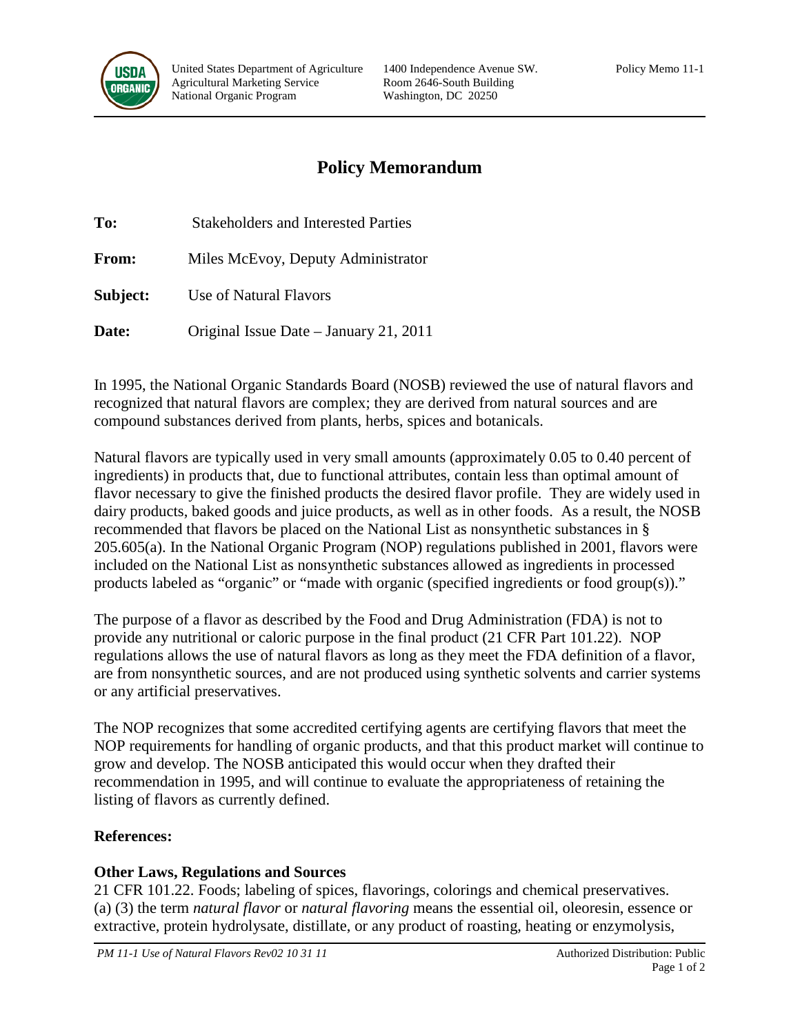United States Department of Agriculture
Agricultural Marketing Service
National Organic Program

1400 Independence Avenue SW.
Room 2646-South Building
Washington, DC 20250

Policy Memo 11-1

# Policy Memorandum

**To:** Stakeholders and Interested Parties

**From:** Miles McEvoy, Deputy Administrator

**Subject:** Use of Natural Flavors

**Date:** Original Issue Date – January 21, 2011

In 1995, the National Organic Standards Board (NOSB) reviewed the use of natural flavors and recognized that natural flavors are complex; they are derived from natural sources and are compound substances derived from plants, herbs, spices and botanicals.

Natural flavors are typically used in very small amounts (approximately 0.05 to 0.40 percent of ingredients) in products that, due to functional attributes, contain less than optimal amount of flavor necessary to give the finished products the desired flavor profile. They are widely used in dairy products, baked goods and juice products, as well as in other foods. As a result, the NOSB recommended that flavors be placed on the National List as nonsynthetic substances in § 205.605(a). In the National Organic Program (NOP) regulations published in 2001, flavors were included on the National List as nonsynthetic substances allowed as ingredients in processed products labeled as "organic" or "made with organic (specified ingredients or food group(s))."

The purpose of a flavor as described by the Food and Drug Administration (FDA) is not to provide any nutritional or caloric purpose in the final product (21 CFR Part 101.22). NOP regulations allows the use of natural flavors as long as they meet the FDA definition of a flavor, are from nonsynthetic sources, and are not produced using synthetic solvents and carrier systems or any artificial preservatives.

The NOP recognizes that some accredited certifying agents are certifying flavors that meet the NOP requirements for handling of organic products, and that this product market will continue to grow and develop. The NOSB anticipated this would occur when they drafted their recommendation in 1995, and will continue to evaluate the appropriateness of retaining the listing of flavors as currently defined.

**References:**

**Other Laws, Regulations and Sources**

21 CFR 101.22. Foods; labeling of spices, flavorings, colorings and chemical preservatives.
(a) (3) the term *natural flavor* or *natural flavoring* means the essential oil, oleoresin, essence or extractive, protein hydrolysate, distillate, or any product of roasting, heating or enzymolysis,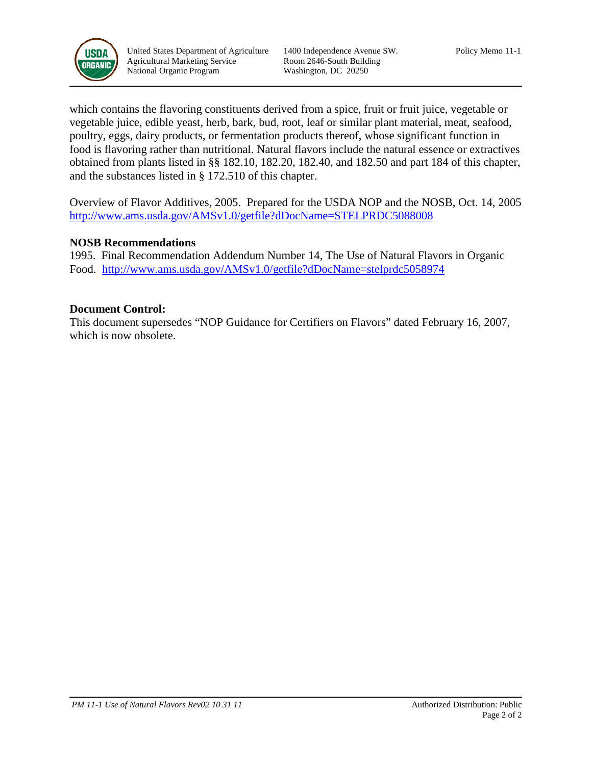which contains the flavoring constituents derived from a spice, fruit or fruit juice, vegetable or vegetable juice, edible yeast, herb, bark, bud, root, leaf or similar plant material, meat, seafood, poultry, eggs, dairy products, or fermentation products thereof, whose significant function in food is flavoring rather than nutritional. Natural flavors include the natural essence or extractives obtained from plants listed in §§ 182.10, 182.20, 182.40, and 182.50 and part 184 of this chapter, and the substances listed in § 172.510 of this chapter.

Overview of Flavor Additives, 2005. Prepared for the USDA NOP and the NOSB, Oct. 14, 2005 http://www.ams.usda.gov/AMSv1.0/getfile?dDocName=STELPRDC5088008

**NOSB Recommendations**

1995. Final Recommendation Addendum Number 14, The Use of Natural Flavors in Organic Food. http://www.ams.usda.gov/AMSv1.0/getfile?dDocName=stelprdc5058974

**Document Control:**

This document supersedes "NOP Guidance for Certifiers on Flavors" dated February 16, 2007, which is now obsolete.